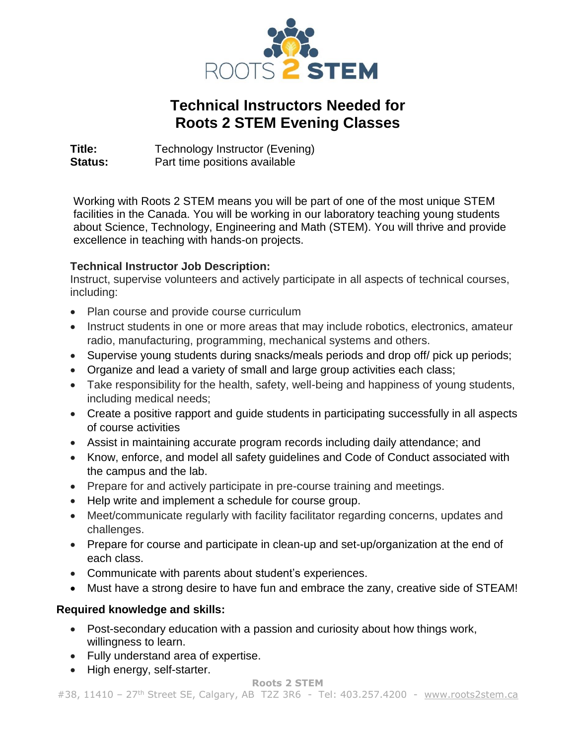# Technical Instructors Needed for Roots 2 STEM Evening Classes

**Title:** Technology Instructor (Evening)
**Status:** Part time positions available

Working with Roots 2 STEM means you will be part of one of the most unique STEM facilities in the Canada. You will be working in our laboratory teaching young students about Science, Technology, Engineering and Math (STEM). You will thrive and provide excellence in teaching with hands-on projects.

**Technical Instructor Job Description:**
Instruct, supervise volunteers and actively participate in all aspects of technical courses, including:

- Plan course and provide course curriculum
- Instruct students in one or more areas that may include robotics, electronics, amateur radio, manufacturing, programming, mechanical systems and others.
- Supervise young students during snacks/meals periods and drop off/ pick up periods;
- Organize and lead a variety of small and large group activities each class;
- Take responsibility for the health, safety, well-being and happiness of young students, including medical needs;
- Create a positive rapport and guide students in participating successfully in all aspects of course activities
- Assist in maintaining accurate program records including daily attendance; and
- Know, enforce, and model all safety guidelines and Code of Conduct associated with the campus and the lab.
- Prepare for and actively participate in pre-course training and meetings.
- Help write and implement a schedule for course group.
- Meet/communicate regularly with facility facilitator regarding concerns, updates and challenges.
- Prepare for course and participate in clean-up and set-up/organization at the end of each class.
- Communicate with parents about student's experiences.
- Must have a strong desire to have fun and embrace the zany, creative side of STEAM!

**Required knowledge and skills:**

- Post-secondary education with a passion and curiosity about how things work, willingness to learn.
- Fully understand area of expertise.
- High energy, self-starter.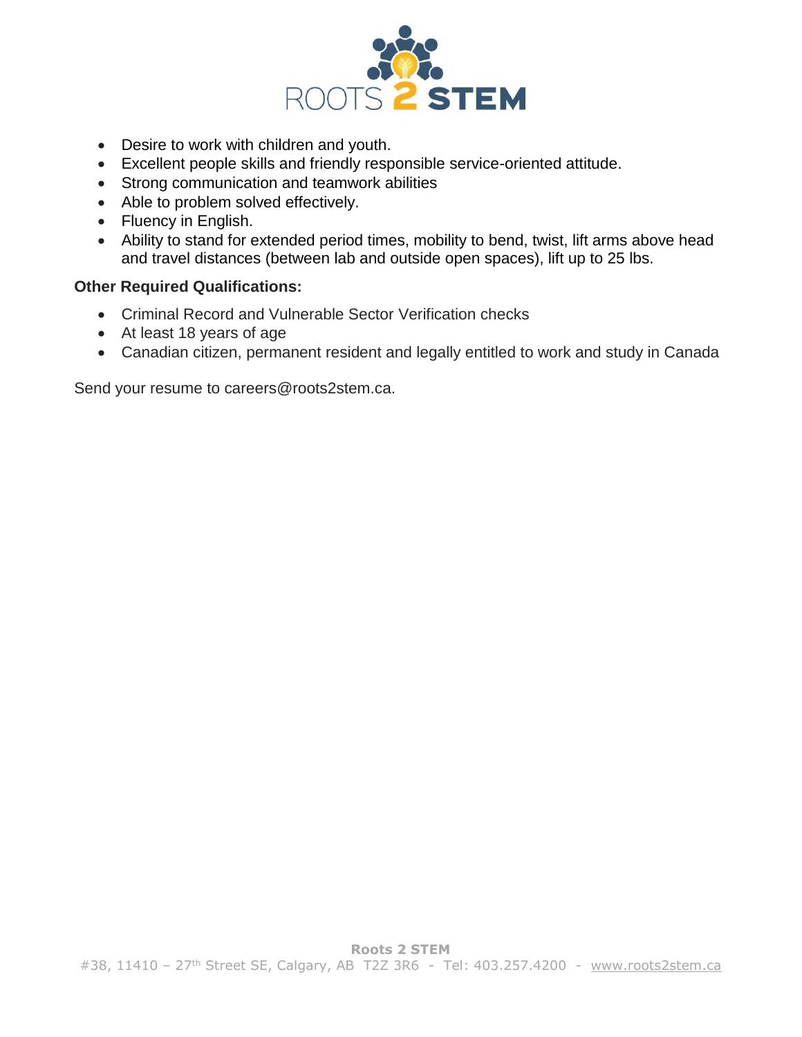- Desire to work with children and youth.
- Excellent people skills and friendly responsible service-oriented attitude.
- Strong communication and teamwork abilities
- Able to problem solved effectively.
- Fluency in English.
- Ability to stand for extended period times, mobility to bend, twist, lift arms above head and travel distances (between lab and outside open spaces), lift up to 25 lbs.

**Other Required Qualifications:**

- Criminal Record and Vulnerable Sector Verification checks
- At least 18 years of age
- Canadian citizen, permanent resident and legally entitled to work and study in Canada

Send your resume to careers@roots2stem.ca.